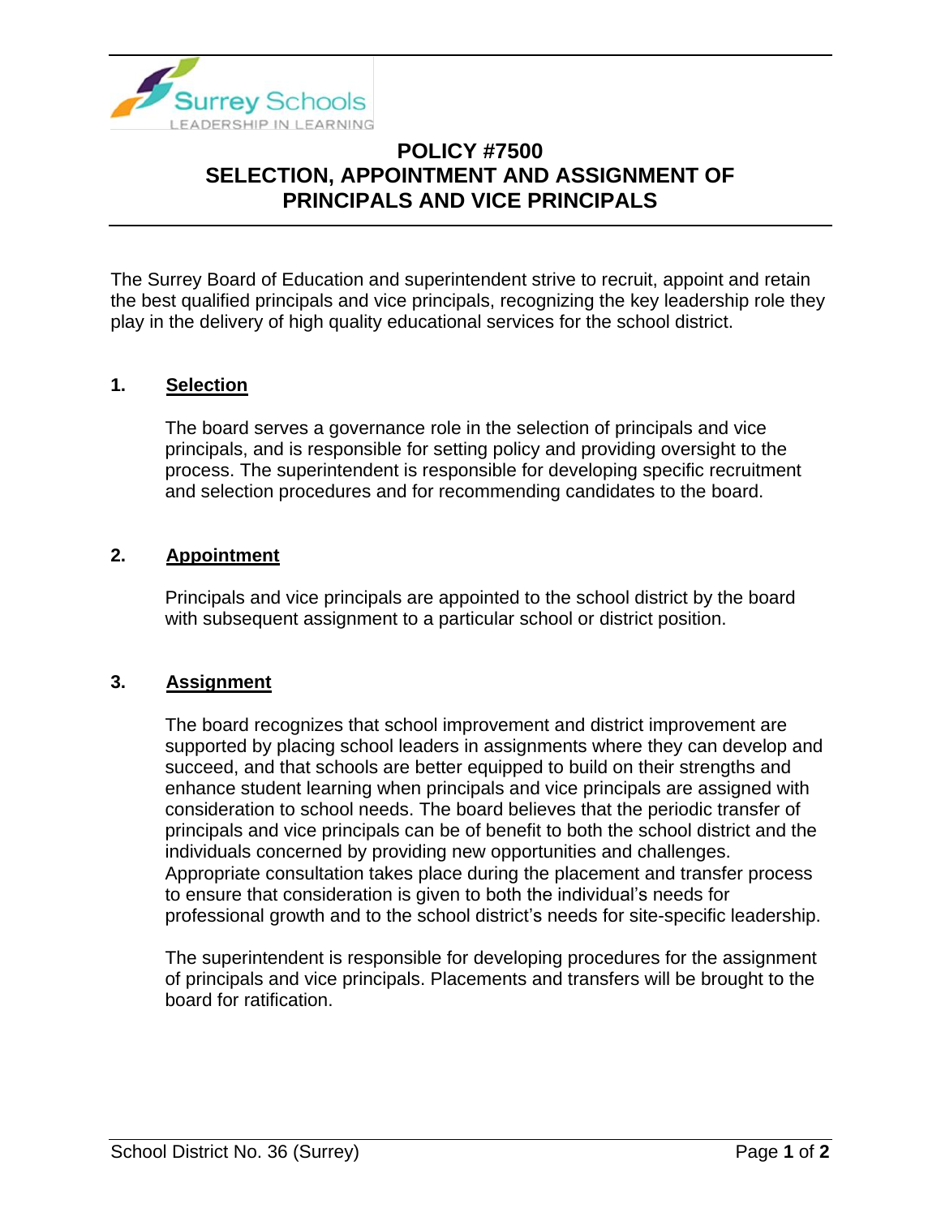# POLICY #7500
# SELECTION, APPOINTMENT AND ASSIGNMENT OF PRINCIPALS AND VICE PRINCIPALS

The Surrey Board of Education and superintendent strive to recruit, appoint and retain the best qualified principals and vice principals, recognizing the key leadership role they play in the delivery of high quality educational services for the school district.

## 1. Selection

The board serves a governance role in the selection of principals and vice principals, and is responsible for setting policy and providing oversight to the process. The superintendent is responsible for developing specific recruitment and selection procedures and for recommending candidates to the board.

## 2. Appointment

Principals and vice principals are appointed to the school district by the board with subsequent assignment to a particular school or district position.

## 3. Assignment

The board recognizes that school improvement and district improvement are supported by placing school leaders in assignments where they can develop and succeed, and that schools are better equipped to build on their strengths and enhance student learning when principals and vice principals are assigned with consideration to school needs. The board believes that the periodic transfer of principals and vice principals can be of benefit to both the school district and the individuals concerned by providing new opportunities and challenges. Appropriate consultation takes place during the placement and transfer process to ensure that consideration is given to both the individual's needs for professional growth and to the school district's needs for site-specific leadership.

The superintendent is responsible for developing procedures for the assignment of principals and vice principals. Placements and transfers will be brought to the board for ratification.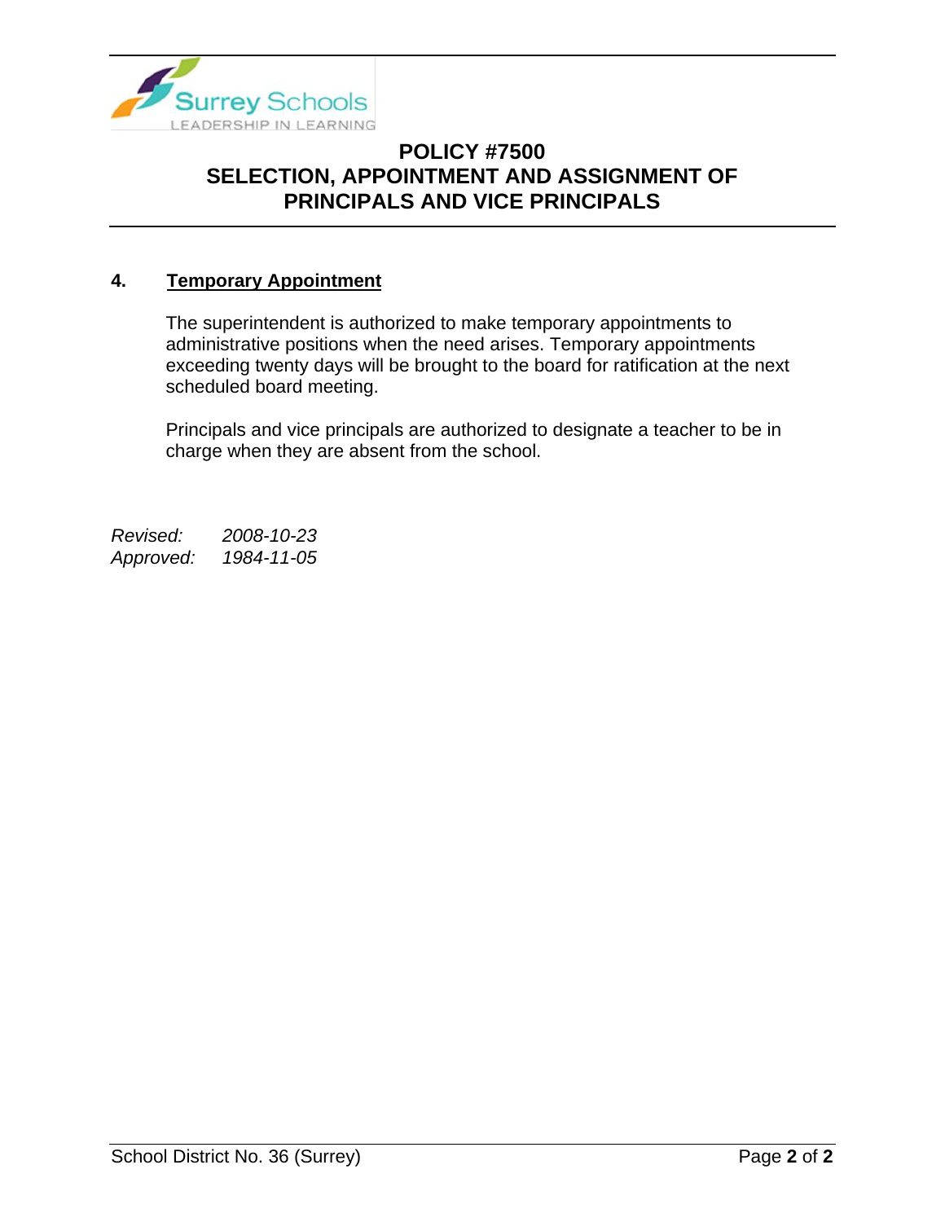### 4. Temporary Appointment

The superintendent is authorized to make temporary appointments to administrative positions when the need arises. Temporary appointments exceeding twenty days will be brought to the board for ratification at the next scheduled board meeting.

Principals and vice principals are authorized to designate a teacher to be in charge when they are absent from the school.

*Revised:* *2008-10-23*
*Approved:* *1984-11-05*